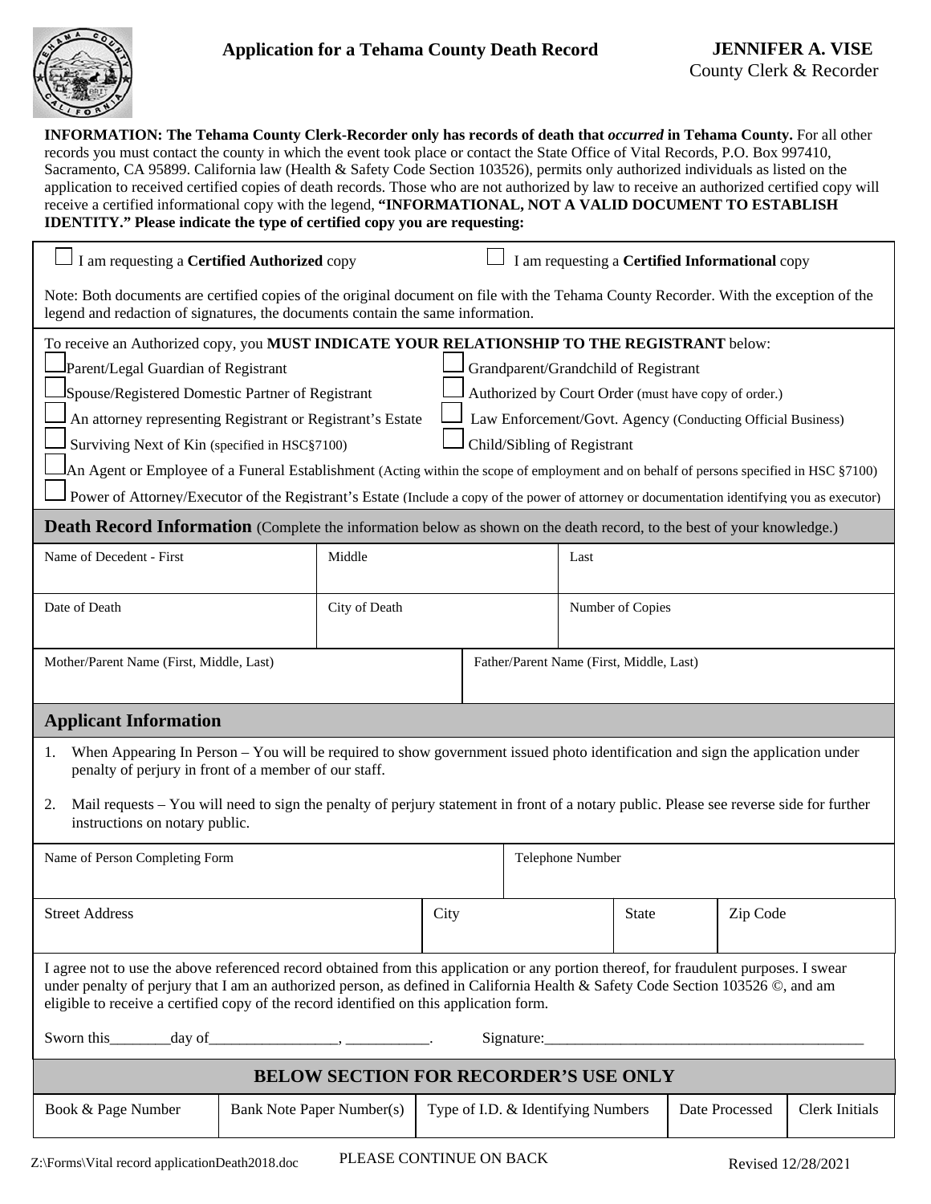# Application for a Tehama County Death Record

**JENNIFER A. VISE**
County Clerk & Recorder

**INFORMATION: The Tehama County Clerk-Recorder only has records of death that *occurred* in Tehama County.** For all other records you must contact the county in which the event took place or contact the State Office of Vital Records, P.O. Box 997410, Sacramento, CA 95899. California law (Health & Safety Code Section 103526), permits only authorized individuals as listed on the application to received certified copies of death records. Those who are not authorized by law to receive an authorized certified copy will receive a certified informational copy with the legend, **"INFORMATIONAL, NOT A VALID DOCUMENT TO ESTABLISH IDENTITY." Please indicate the type of certified copy you are requesting:**

☐ I am requesting a **Certified Authorized** copy ☐ I am requesting a **Certified Informational** copy

Note: Both documents are certified copies of the original document on file with the Tehama County Recorder. With the exception of the legend and redaction of signatures, the documents contain the same information.

To receive an Authorized copy, you **MUST INDICATE YOUR RELATIONSHIP TO THE REGISTRANT** below:

- ☐ Parent/Legal Guardian of Registrant
- ☐ Grandparent/Grandchild of Registrant
- ☐ Spouse/Registered Domestic Partner of Registrant
- ☐ Authorized by Court Order (must have copy of order.)
- ☐ An attorney representing Registrant or Registrant's Estate
- ☐ Law Enforcement/Govt. Agency (Conducting Official Business)
- ☐ Surviving Next of Kin (specified in HSC§7100)
- ☐ Child/Sibling of Registrant
- ☐ An Agent or Employee of a Funeral Establishment (Acting within the scope of employment and on behalf of persons specified in HSC §7100)
- ☐ Power of Attorney/Executor of the Registrant's Estate (Include a copy of the power of attorney or documentation identifying you as executor)

## Death Record Information (Complete the information below as shown on the death record, to the best of your knowledge.)

| Name of Decedent - First | Middle | Last |
|---|---|---|
| Date of Death | City of Death | Number of Copies |

| Mother/Parent Name (First, Middle, Last) | Father/Parent Name (First, Middle, Last) |
|---|---|

## Applicant Information

1. When Appearing In Person – You will be required to show government issued photo identification and sign the application under penalty of perjury in front of a member of our staff.
2. Mail requests – You will need to sign the penalty of perjury statement in front of a notary public. Please see reverse side for further instructions on notary public.

| Name of Person Completing Form | Telephone Number |
|---|---|

| Street Address | City | State | Zip Code |
|---|---|---|---|

I agree not to use the above referenced record obtained from this application or any portion thereof, for fraudulent purposes. I swear under penalty of perjury that I am an authorized person, as defined in California Health & Safety Code Section 103526 ©, and am eligible to receive a certified copy of the record identified on this application form.

Sworn this________day of_________________, ___________. Signature:___________________________________________

## BELOW SECTION FOR RECORDER'S USE ONLY

| Book & Page Number | Bank Note Paper Number(s) | Type of I.D. & Identifying Numbers | Date Processed | Clerk Initials |
|---|---|---|---|---|

Z:\Forms\Vital record applicationDeath2018.doc PLEASE CONTINUE ON BACK Revised 12/28/2021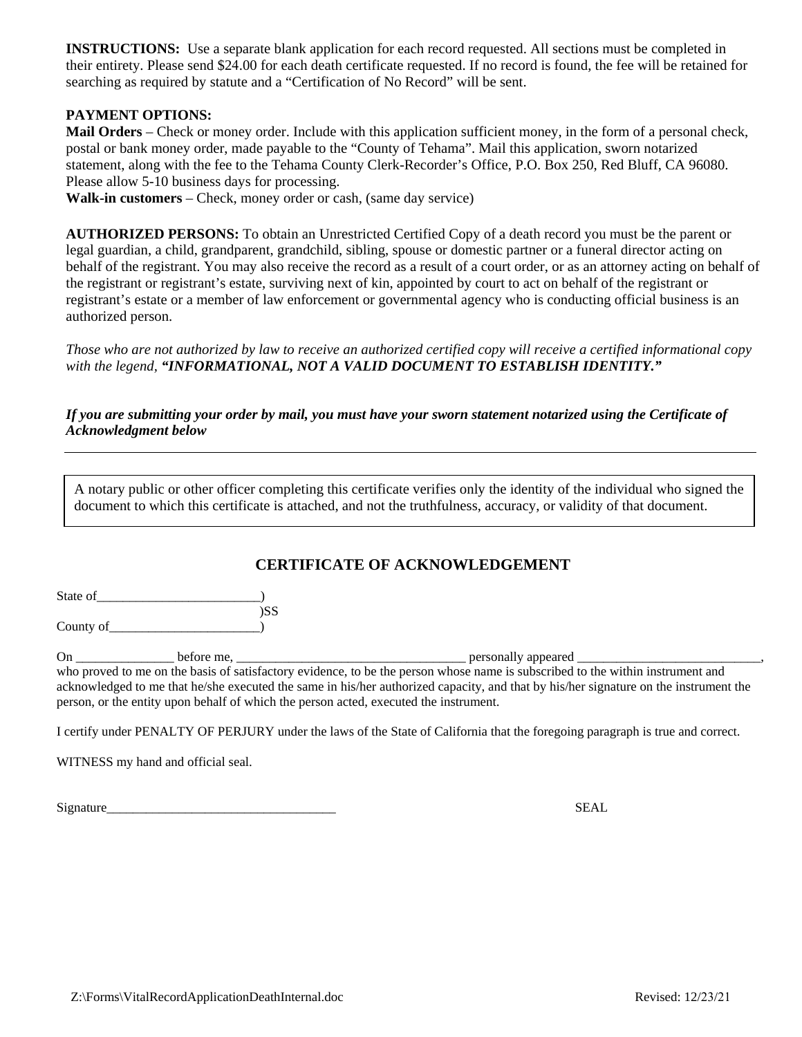**INSTRUCTIONS:** Use a separate blank application for each record requested. All sections must be completed in their entirety. Please send $24.00 for each death certificate requested. If no record is found, the fee will be retained for searching as required by statute and a "Certification of No Record" will be sent.

**PAYMENT OPTIONS:**

**Mail Orders** – Check or money order. Include with this application sufficient money, in the form of a personal check, postal or bank money order, made payable to the "County of Tehama". Mail this application, sworn notarized statement, along with the fee to the Tehama County Clerk-Recorder's Office, P.O. Box 250, Red Bluff, CA 96080. Please allow 5-10 business days for processing.

**Walk-in customers** – Check, money order or cash, (same day service)

**AUTHORIZED PERSONS:** To obtain an Unrestricted Certified Copy of a death record you must be the parent or legal guardian, a child, grandparent, grandchild, sibling, spouse or domestic partner or a funeral director acting on behalf of the registrant. You may also receive the record as a result of a court order, or as an attorney acting on behalf of the registrant or registrant's estate, surviving next of kin, appointed by court to act on behalf of the registrant or registrant's estate or a member of law enforcement or governmental agency who is conducting official business is an authorized person.

*Those who are not authorized by law to receive an authorized certified copy will receive a certified informational copy with the legend,* ***"INFORMATIONAL, NOT A VALID DOCUMENT TO ESTABLISH IDENTITY."***

***If you are submitting your order by mail, you must have your sworn statement notarized using the Certificate of Acknowledgment below***

---

A notary public or other officer completing this certificate verifies only the identity of the individual who signed the document to which this certificate is attached, and not the truthfulness, accuracy, or validity of that document.

## CERTIFICATE OF ACKNOWLEDGEMENT

State of_________________________)
)SS
County of_______________________)

On _______________ before me, ___________________________________ personally appeared ____________________________, who proved to me on the basis of satisfactory evidence, to be the person whose name is subscribed to the within instrument and acknowledged to me that he/she executed the same in his/her authorized capacity, and that by his/her signature on the instrument the person, or the entity upon behalf of which the person acted, executed the instrument.

I certify under PENALTY OF PERJURY under the laws of the State of California that the foregoing paragraph is true and correct.

WITNESS my hand and official seal.

Signature___________________________________ SEAL

Z:\Forms\VitalRecordApplicationDeathInternal.doc Revised: 12/23/21